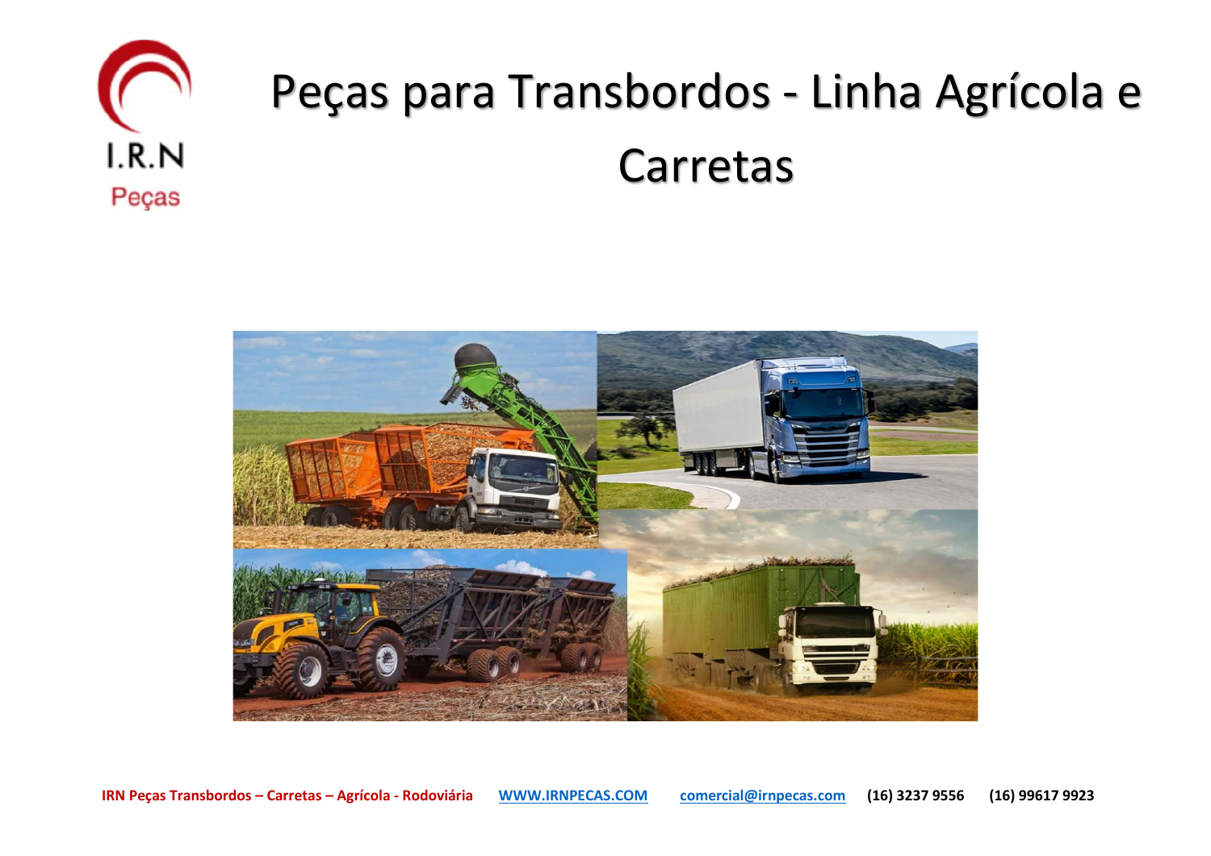I.R.N
Peças

# Peças para Transbordos - Linha Agrícola e Carretas

**IRN Peças Transbordos – Carretas – Agrícola - Rodoviária** **WWW.IRNPECAS.COM** **comercial@irnpecas.com** **(16) 3237 9556** **(16) 99617 9923**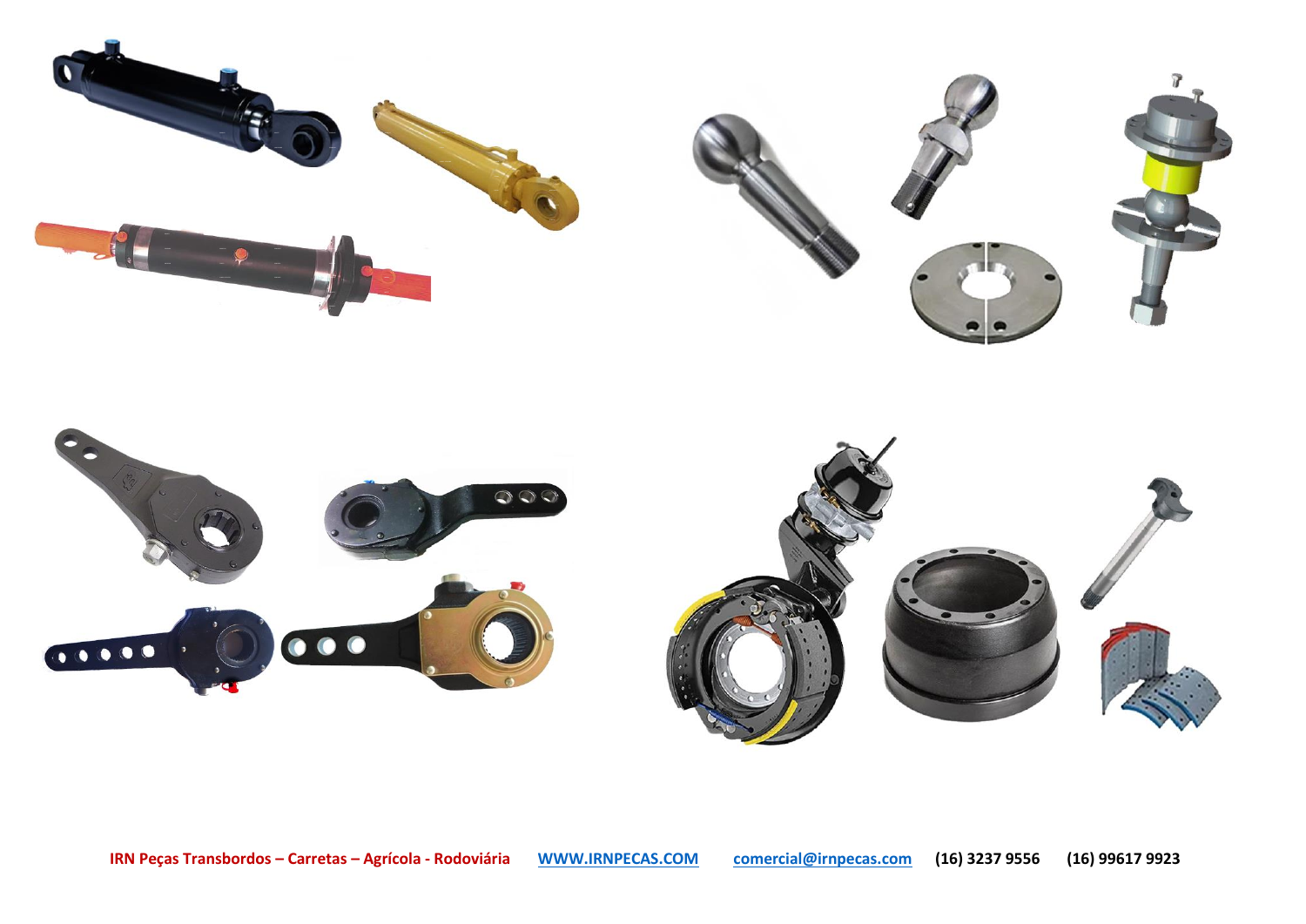**IRN Peças Transbordos – Carretas – Agrícola - Rodoviária** [WWW.IRNPECAS.COM](http://WWW.IRNPECAS.COM) [comercial@irnpecas.com](mailto:comercial@irnpecas.com) **(16) 3237 9556** **(16) 99617 9923**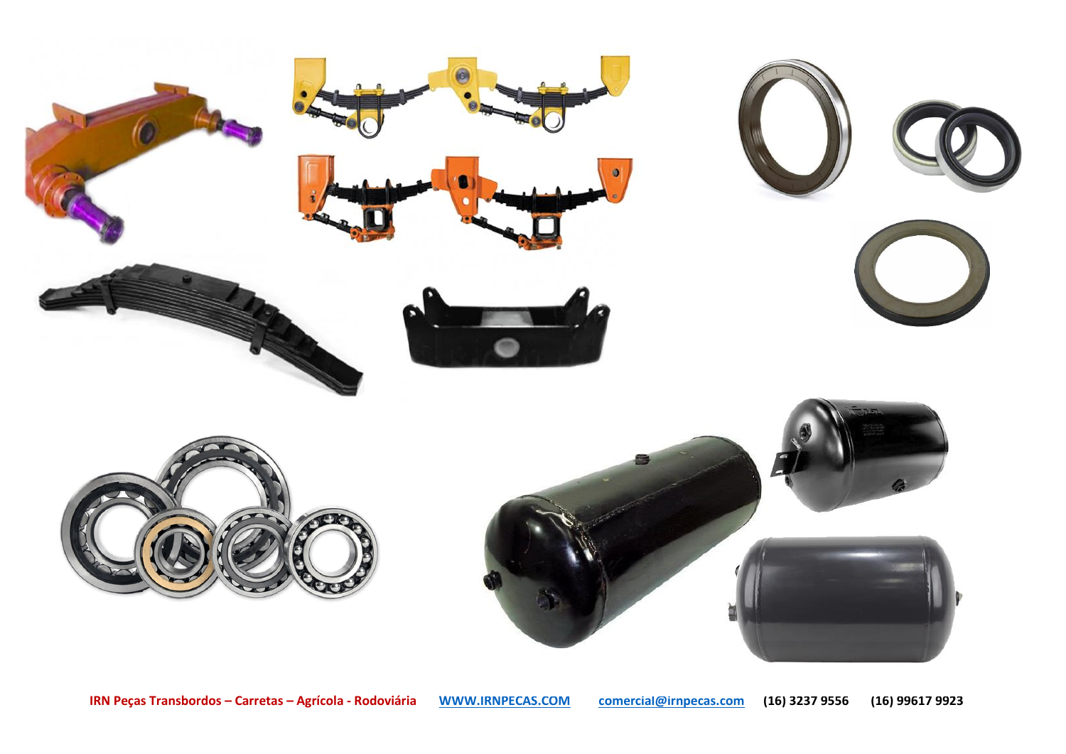IRN Peças Transbordos – Carretas – Agrícola - Rodoviária WWW.IRNPECAS.COM comercial@irnpecas.com (16) 3237 9556 (16) 99617 9923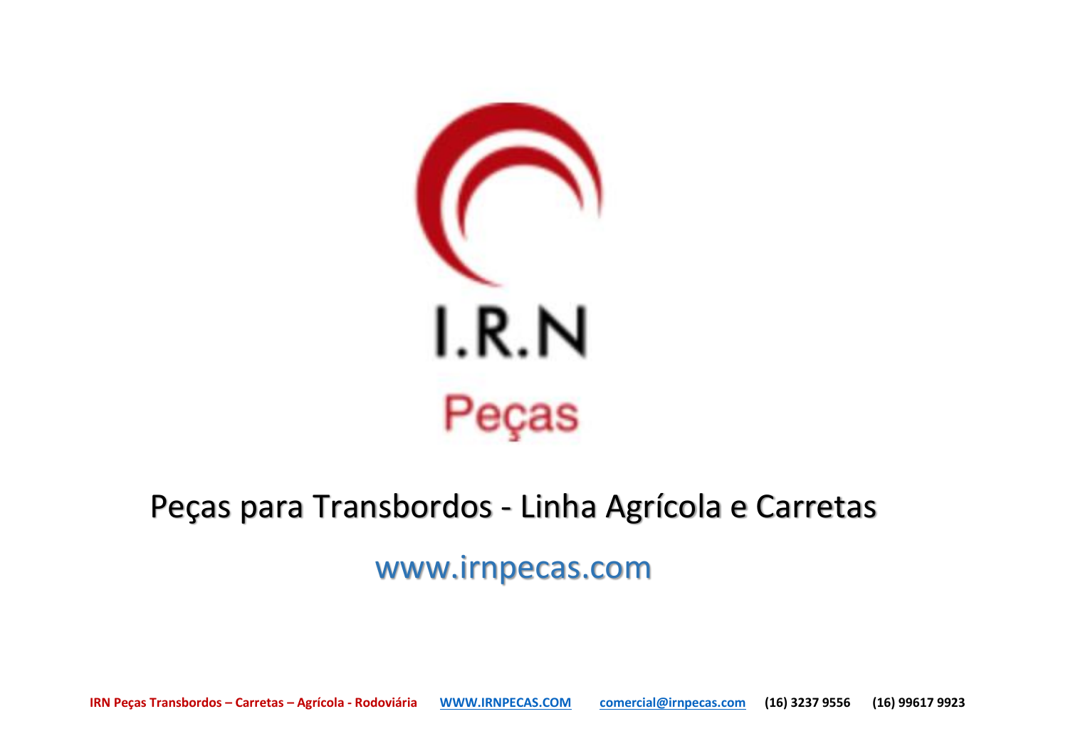I.R.N

Peças

Peças para Transbordos - Linha Agrícola e Carretas

www.irnpecas.com